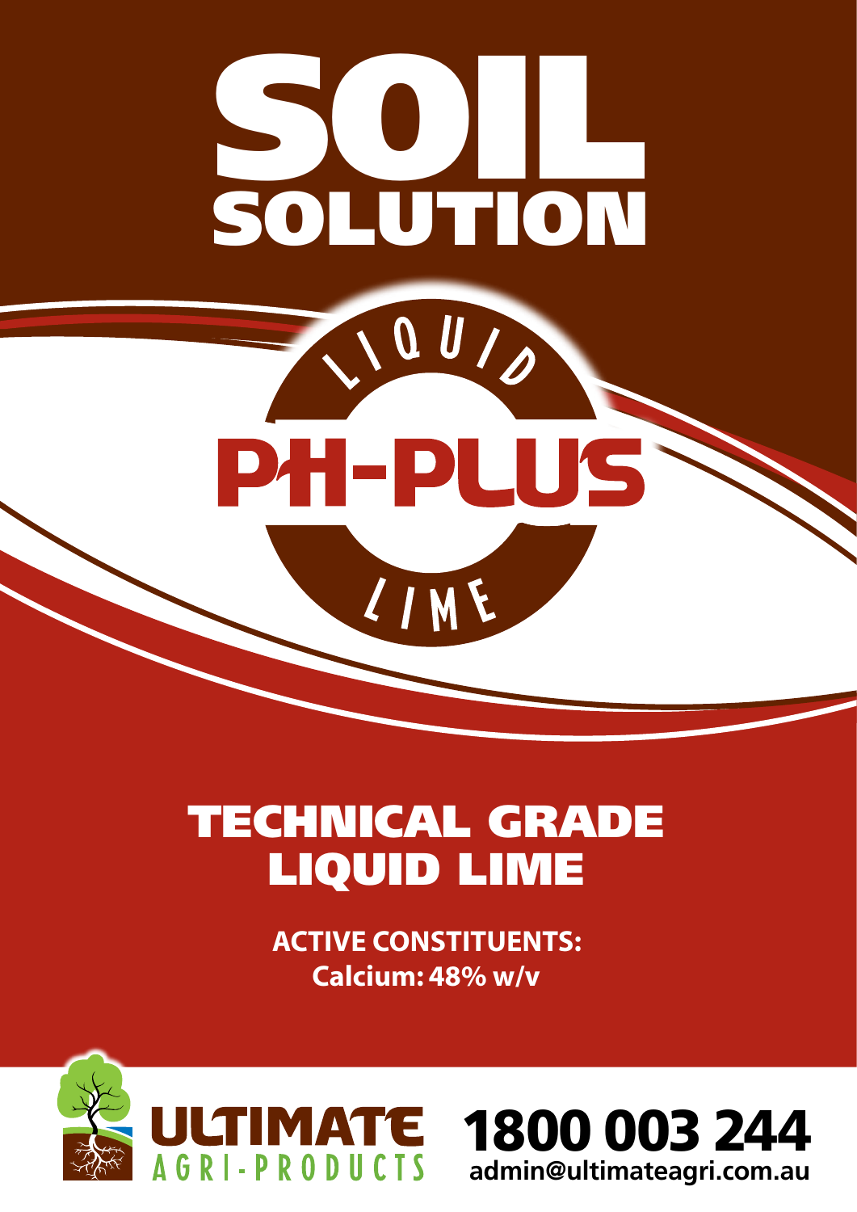# SOIL SOLUTION

LIQUID

## PH-PLUS

LIME

## TECHNICAL GRADE LIQUID LIME

**ACTIVE CONSTITUENTS:**
**Calcium: 48% w/v**

ULTIMATE AGRI-PRODUCTS

**1800 003 244**
**admin@ultimateagri.com.au**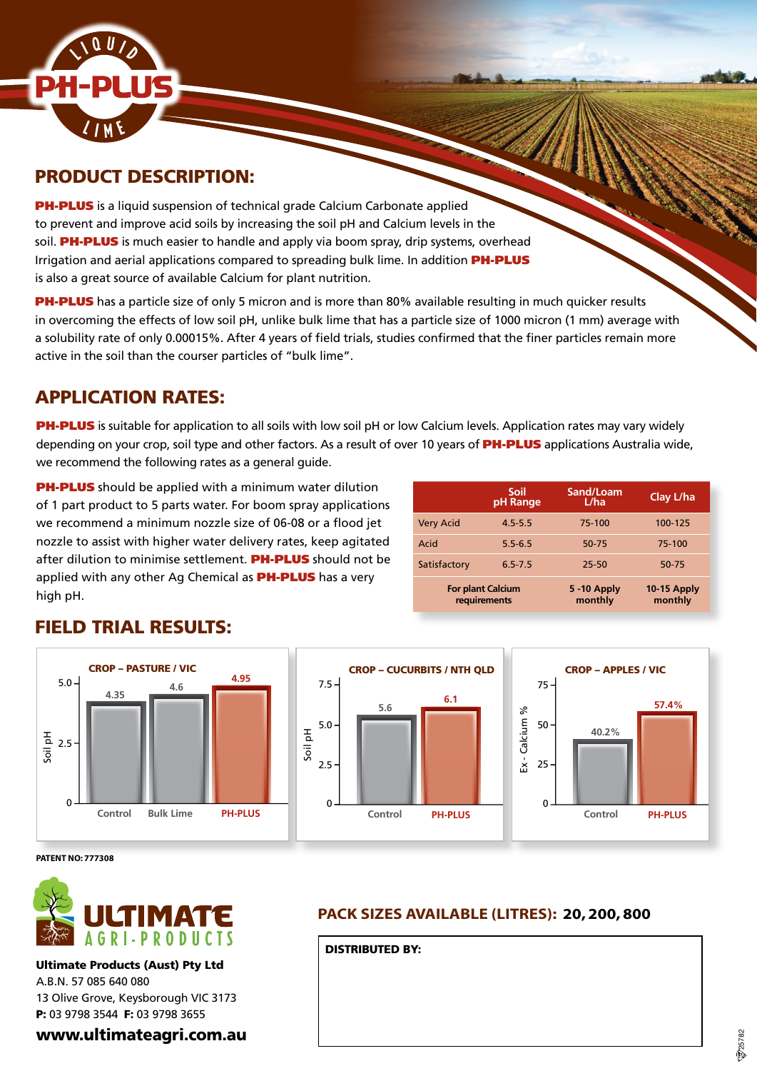LIQUID PH-PLUS LIME

## PRODUCT DESCRIPTION:

**PH-PLUS** is a liquid suspension of technical grade Calcium Carbonate applied to prevent and improve acid soils by increasing the soil pH and Calcium levels in the soil. **PH-PLUS** is much easier to handle and apply via boom spray, drip systems, overhead Irrigation and aerial applications compared to spreading bulk lime. In addition **PH-PLUS** is also a great source of available Calcium for plant nutrition.

**PH-PLUS** has a particle size of only 5 micron and is more than 80% available resulting in much quicker results in overcoming the effects of low soil pH, unlike bulk lime that has a particle size of 1000 micron (1 mm) average with a solubility rate of only 0.00015%. After 4 years of field trials, studies confirmed that the finer particles remain more active in the soil than the courser particles of "bulk lime".

## APPLICATION RATES:

**PH-PLUS** is suitable for application to all soils with low soil pH or low Calcium levels. Application rates may vary widely depending on your crop, soil type and other factors. As a result of over 10 years of **PH-PLUS** applications Australia wide, we recommend the following rates as a general guide.

**PH-PLUS** should be applied with a minimum water dilution of 1 part product to 5 parts water. For boom spray applications we recommend a minimum nozzle size of 06-08 or a flood jet nozzle to assist with higher water delivery rates, keep agitated after dilution to minimise settlement. **PH-PLUS** should not be applied with any other Ag Chemical as **PH-PLUS** has a very high pH.

| | Soil pH Range | Sand/Loam L/ha | Clay L/ha |
|---|---|---|---|
| Very Acid | 4.5-5.5 | 75-100 | 100-125 |
| Acid | 5.5-6.5 | 50-75 | 75-100 |
| Satisfactory | 6.5-7.5 | 25-50 | 50-75 |
| **For plant Calcium requirements** | | **5 -10 Apply monthly** | **10-15 Apply monthly** |

## FIELD TRIAL RESULTS:

CROP – PASTURE / VIC

Soil pH

5.0, 2.5, 0

Control 4.35, Bulk Lime 4.6, PH-PLUS 4.95

CROP – CUCURBITS / NTH QLD

Soil pH

7.5, 5.0, 2.5, 0

Control 5.6, PH-PLUS 6.1

CROP – APPLES / VIC

Ex - Calcium %

75, 50, 25, 0

Control 40.2%, PH-PLUS 57.4%

**PATENT NO: 777308**

ULTIMATE AGRI-PRODUCTS

**Ultimate Products (Aust) Pty Ltd**
A.B.N. 57 085 640 080
13 Olive Grove, Keysborough VIC 3173
**P:** 03 9798 3544 **F:** 03 9798 3655

**www.ultimateagri.com.au**

**PACK SIZES AVAILABLE (LITRES): 20, 200, 800**

**DISTRIBUTED BY:**